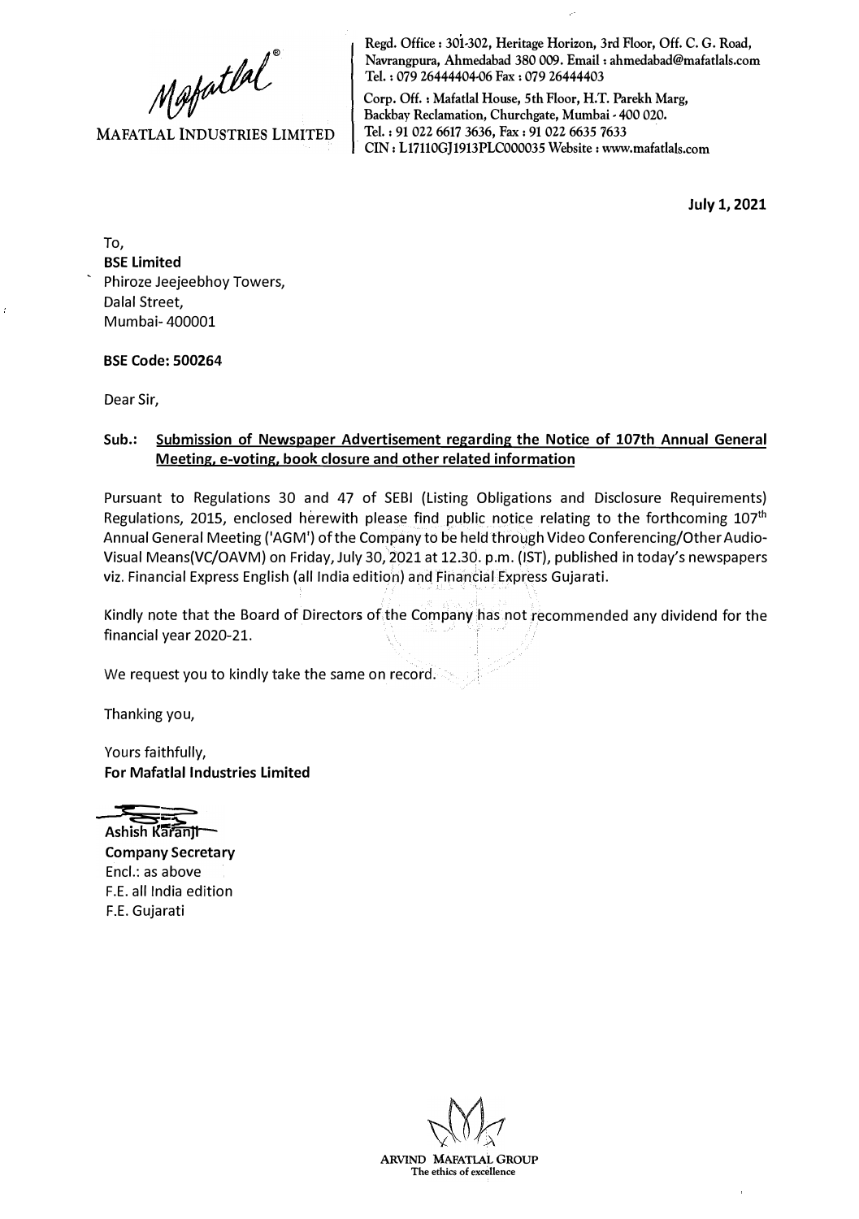Mafatlal®

MAFATLAL INDUSTRIES LIMITED

Regd. Office : 301-302, Heritage Horizon, 3rd Floor, Off. C. G. Road, Navrangpura, Ahmedabad 380 009. Email : ahmedabad@mafatlals.com Tel. : 079 26444404-06 Fax : 079 26444403

Corp. Off. : Mafatlal House, 5th Floor, H.T. Parekh Marg, Backbay Reclamation, Churchgate, Mumbai - 400 020. Tel. : 91 022 6617 3636, Fax : 91 022 6635 7633

CIN : L17110GJ1913PLC000035 Website : www.mafatlals.com

**July 1, 2021**

To,
**BSE Limited**
Phiroze Jeejeebhoy Towers,
Dalal Street,
Mumbai- 400001

**BSE Code: 500264**

Dear Sir,

**Sub.: Submission of Newspaper Advertisement regarding the Notice of 107th Annual General Meeting, e-voting, book closure and other related information**

Pursuant to Regulations 30 and 47 of SEBI (Listing Obligations and Disclosure Requirements) Regulations, 2015, enclosed herewith please find public notice relating to the forthcoming 107th Annual General Meeting ('AGM') of the Company to be held through Video Conferencing/Other Audio-Visual Means(VC/OAVM) on Friday, July 30, 2021 at 12.30. p.m. (IST), published in today's newspapers viz. Financial Express English (all India edition) and Financial Express Gujarati.

Kindly note that the Board of Directors of the Company has not recommended any dividend for the financial year 2020-21.

We request you to kindly take the same on record.

Thanking you,

Yours faithfully,
**For Mafatlal Industries Limited**

Ashish Karanji
**Company Secretary**
Encl.: as above
F.E. all India edition
F.E. Gujarati

ARVIND MAFATLAL GROUP
The ethics of excellence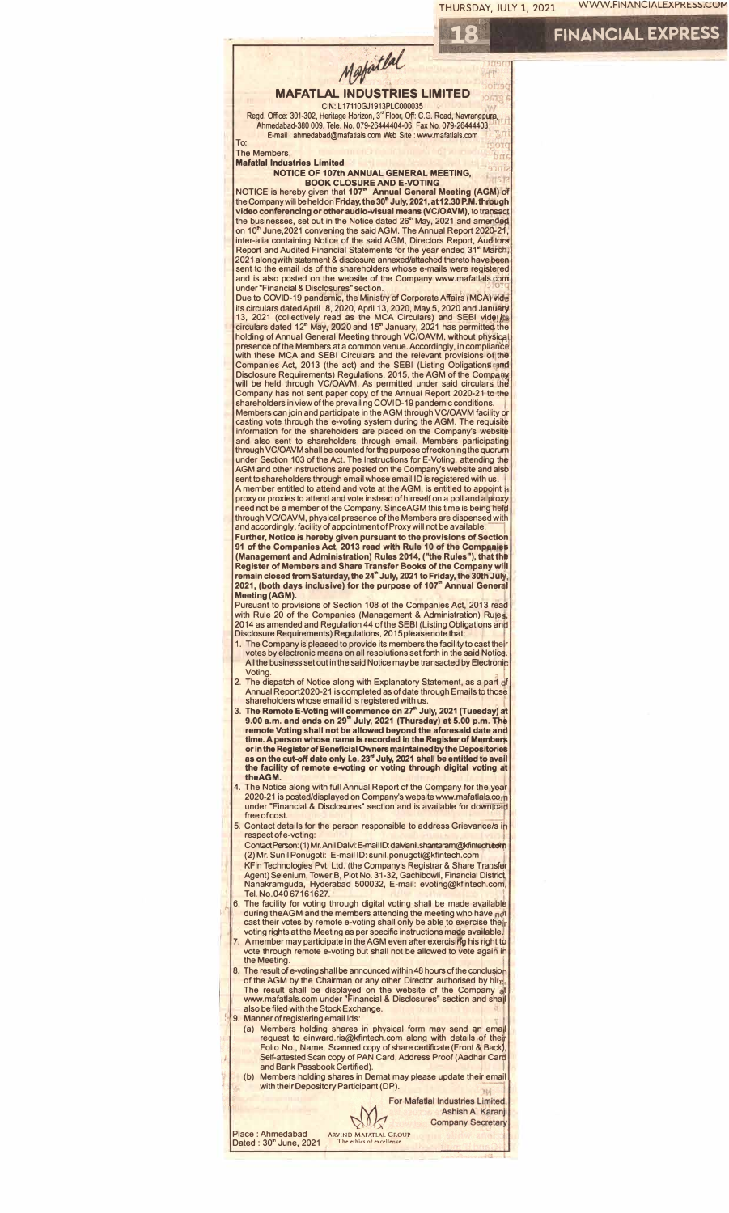Mafatlal

# MAFATLAL INDUSTRIES LIMITED

CIN: L17110GJ1913PLC000035

Regd. Office: 301-302, Heritage Horizon, 3rd Floor, Off: C.G. Road, Navrangpura, Ahmedabad-380 009. Tele. No. 079-26444404-06 Fax No. 079-26444403 E-mail : ahmedabad@mafatlals.com Web Site : www.mafatlals.com

To:
The Members,
**Mafatlal Industries Limited**

## NOTICE OF 107th ANNUAL GENERAL MEETING, BOOK CLOSURE AND E-VOTING

NOTICE is hereby given that **107th Annual General Meeting (AGM)** of the Company will be held on **Friday, the 30th July, 2021, at 12.30 P.M. through video conferencing or other audio-visual means (VC/OAVM)**, to transact the businesses, set out in the Notice dated 26th May, 2021 and amended on 10th June,2021 convening the said AGM. The Annual Report 2020-21, inter-alia containing Notice of the said AGM, Directors Report, Auditors Report and Audited Financial Statements for the year ended 31st March, 2021 alongwith statement & disclosure annexed/attached thereto have been sent to the email ids of the shareholders whose e-mails were registered and is also posted on the website of the Company www.mafatlals.com under "Financial & Disclosures" section.

Due to COVID-19 pandemic, the Ministry of Corporate Affairs (MCA) vide its circulars dated April 8, 2020, April 13, 2020, May 5, 2020 and January 13, 2021 (collectively read as the MCA Circulars) and SEBI vide its circulars dated 12th May, 2020 and 15th January, 2021 has permitted the holding of Annual General Meeting through VC/OAVM, without physical presence of the Members at a common venue. Accordingly, in compliance with these MCA and SEBI Circulars and the relevant provisions of the Companies Act, 2013 (the act) and the SEBI (Listing Obligations and Disclosure Requirements) Regulations, 2015, the AGM of the Company will be held through VC/OAVM. As permitted under said circulars the Company has not sent paper copy of the Annual Report 2020-21 to the shareholders in view of the prevailing COVID-19 pandemic conditions.

Members can join and participate in the AGM through VC/OAVM facility or casting vote through the e-voting system during the AGM. The requisite information for the shareholders are placed on the Company's website and also sent to shareholders through email. Members participating through VC/OAVM shall be counted for the purpose of reckoning the quorum under Section 103 of the Act. The Instructions for E-Voting, attending the AGM and other instructions are posted on the Company's website and also sent to shareholders through email whose email ID is registered with us.

A member entitled to attend and vote at the AGM, is entitled to appoint a proxy or proxies to attend and vote instead of himself on a poll and a proxy need not be a member of the Company. Since AGM this time is being held through VC/OAVM, physical presence of the Members are dispensed with and accordingly, facility of appointment of Proxy will not be available.

**Further, Notice is hereby given pursuant to the provisions of Section 91 of the Companies Act, 2013 read with Rule 10 of the Companies (Management and Administration) Rules 2014, ("the Rules"), that the Register of Members and Share Transfer Books of the Company will remain closed from Saturday, the 24th July, 2021 to Friday, the 30th July, 2021, (both days inclusive) for the purpose of 107th Annual General Meeting (AGM).**

Pursuant to provisions of Section 108 of the Companies Act, 2013 read with Rule 20 of the Companies (Management & Administration) Rules, 2014 as amended and Regulation 44 of the SEBI (Listing Obligations and Disclosure Requirements) Regulations, 2015 please note that:

1. The Company is pleased to provide its members the facility to cast their votes by electronic means on all resolutions set forth in the said Notice. All the business set out in the said Notice may be transacted by Electronic Voting.
2. The dispatch of Notice along with Explanatory Statement, as a part of Annual Report 2020-21 is completed as of date through Emails to those shareholders whose email id is registered with us.
3. **The Remote E-Voting will commence on 27th July, 2021 (Tuesday) at 9.00 a.m. and ends on 29th July, 2021 (Thursday) at 5.00 p.m. The remote Voting shall not be allowed beyond the aforesaid date and time. A person whose name is recorded in the Register of Members or in the Register of Beneficial Owners maintained by the Depositories as on the cut-off date only i.e. 23rd July, 2021 shall be entitled to avail the facility of remote e-voting or voting through digital voting at the AGM.**
4. The Notice along with full Annual Report of the Company for the year 2020-21 is posted/displayed on Company's website www.mafatlals.com under "Financial & Disclosures" section and is available for download free of cost.
5. Contact details for the person responsible to address Grievance/s in respect of e-voting:
   Contact Person: (1) Mr. Anil Dalvi: E-mail ID: dalvianil.shantaram@kfintech.com
   (2) Mr. Sunil Ponugoti: E-mail ID: sunil.ponugoti@kfintech.com
   KFin Technologies Pvt. Ltd. (the Company's Registrar & Share Transfer Agent) Selenium, Tower B, Plot No. 31-32, Gachibowli, Financial District, Nanakramguda, Hyderabad 500032, E-mail: evoting@kfintech.com, Tel. No. 040 67161627.
6. The facility for voting through digital voting shall be made available during the AGM and the members attending the meeting who have not cast their votes by remote e-voting shall only be able to exercise their voting rights at the Meeting as per specific instructions made available.
7. A member may participate in the AGM even after exercising his right to vote through remote e-voting but shall not be allowed to vote again in the Meeting.
8. The result of e-voting shall be announced within 48 hours of the conclusion of the AGM by the Chairman or any other Director authorised by him. The result shall be displayed on the website of the Company at www.mafatlals.com under "Financial & Disclosures" section and shall also be filed with the Stock Exchange.
9. Manner of registering email Ids:
   (a) Members holding shares in physical form may send an email request to einward.ris@kfintech.com along with details of their Folio No., Name, Scanned copy of share certificate (Front & Back), Self-attested Scan copy of PAN Card, Address Proof (Aadhar Card and Bank Passbook Certified).
   (b) Members holding shares in Demat may please update their email with their Depository Participant (DP).

For Mafatlal Industries Limited,
Ashish A. Karanji
Company Secretary

ARVIND MAFATLAL GROUP
The ethics of excellence

Place : Ahmedabad
Dated : 30th June, 2021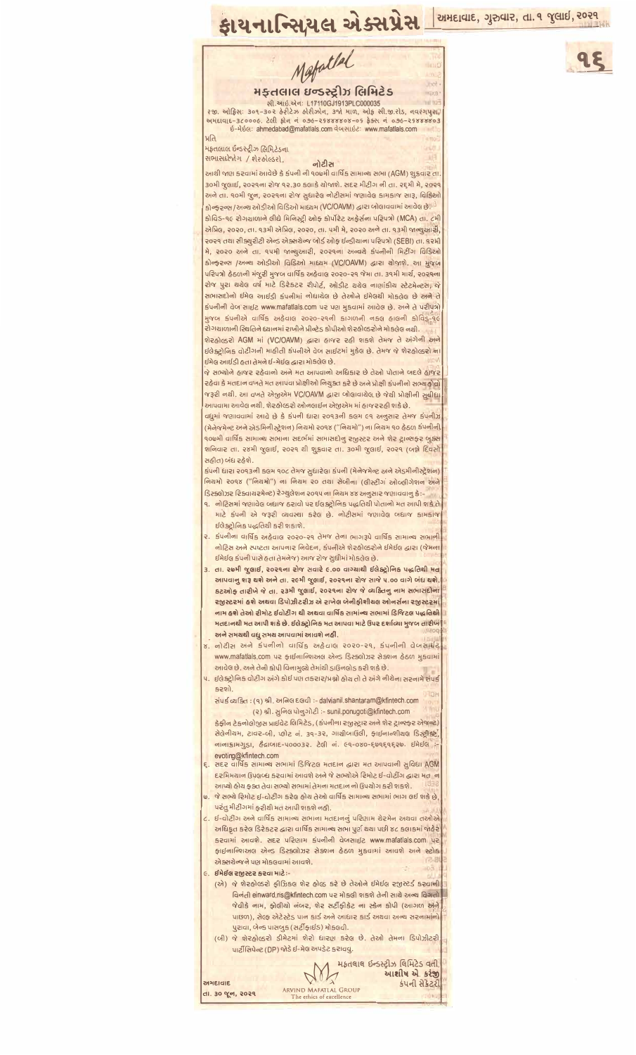Mafatlal

# મફતલાલ ઇન્ડસ્ટ્રીઝ લિમિટેડ

સી.આઈ.એન: L17110GJ1913PLC000035

રજી. ઓફિસ: ૩૦૧-૩૦૨ હેરીટેઝ હોરીઝોન, ૩જો માળ, ઓફ સી.જી.રોડ, નવરંગપુરા, અમદાવાદ-૩૮૦૦૦૯. ટેલી ફોન નં ૦૭૯-૨૬૪૪૪૪૦૪-૦૬ ફેક્સ નં ૦૭૯-૨૬૪૪૪૪૦૩ ઈ-મેઈલ: ahmedabad@mafatlals.com વેબસાઈટ: www.mafatlals.com

પ્રતિ
મફતલાલ ઈન્ડસ્ટ્રીઝ લિમિટેડના
સભાસદશ્રીઓ / શેરહોલ્ડરો,

## નોટીસ

આથી જાણ કરવામાં આવે છે કે કંપની ની ૧૦૭મી વાર્ષિક સામાન્ય સભા (AGM) શુક્રવાર તા. ૩૦મી જુલાઈ, ૨૦૨૧ના રોજ ૧૨.૩૦ કલાકે યોજાશે. સદર મીટીંગ ની તા. ૨૬મી મે, ૨૦૨૧ અને તા. ૧૦મી જૂન, ૨૦૨૧ના રોજ સુધારેલ નોટીસમાં જણાવેલ કામકાજ સારૂ, વિડિઓ કોન્ફરન્સ /અન્ય ઓડીઓ વિડિઓ માધ્યમ (VC/OAVM) દ્વારા બોલાવવામાં આવેલ છે. કોવિડ-૧૯ રોગચાળાને લીધે મિનિસ્ટ્રી ઓફ કોર્પોરેટ અફેર્સના પરિપત્રો (MCA) તા. ૮મી એપ્રિલ, ૨૦૨૦, તા. ૧૩મી એપ્રિલ, ૨૦૨૦, તા. ૫મી મે, ૨૦૨૦ અને તા. ૧૩મી જાન્યુઆરી, ૨૦૨૧ તથા સીક્યુરીટી એન્ડ એક્સચેન્જ બોર્ડ ઓફ ઈન્ડીયાના પરિપત્રો (SEBI) તા. ૧૨મી મે, ૨૦૨૦ અને તા. ૧૫મી જાન્યુઆરી, ૨૦૨૧ના અન્વયે કંપનીની મિટીંગ વિડિઓ કોન્ફરન્સ /અન્ય ઓડીઓ વિડિઓ માધ્યમ (VC/OAVM) દ્વારા યોજાશે. આ મુજબ પરિપત્રો હેઠળની મંજુરી મુજબ વાર્ષિક અહેવાલ ૨૦૨૦-૨૧ જેમા તા. ૩૧મી માર્ચ, ૨૦૨૧ના રોજ પુરા થયેલ વર્ષ માટે ડિરેક્ટર રીપોર્ટ, ઓડીટ થયેલ નાણાંકીય સ્ટેટમેન્ટ્સ, જે સભાસદોનો ઈમેલ આઈડી કંપનીમાં નોંધાયેલ છે તેઓને ઈમેલથી મોકલેલ છે અને તે કંપનીની વેબ સાઈટ www.mafatlals.com પર પણ મુકવામાં આવેલ છે. અને તે પરીપત્રો મુજબ કંપનીએ વાર્ષિક અહેવાલ ૨૦૨૦-૨૧ની કાગળની નકલ હાલની કોવિડ-૧૯ રોગચાળાની સ્થિતિને ધ્યાનમાં રાખીને પ્રીન્ટેડ કોપીઓ શેરહોલ્ડરોને મોકલેલ નથી.

શેરહોલ્ડરો AGM માં (VC/OAVM) દ્વારા હાજર રહી શકશે તેમજ તે અંગેની અને ઇલેક્ટ્રોનિક વોટીંગની માહીતી કંપનીએ વેબ સાઈટમાં મુકેલ છે. તેમજ જે શેરહોલ્ડરો ના ઈમેલ આઈડી હતા તેમને ઈ-મેઈલ દ્વારા મોકલેલ છે.

જે સભ્યોને હાજર રહેવાનો અને મત આપવાનો અધિકાર છે તેઓ પોતાને બદલે હાજર રહેવા કે મતદાન વખતે મત આપવા પ્રોક્ષીઓ નિયુક્ત કરે છે અને પ્રોક્ષી કંપનીનો સભ્ય હોવો જરૂરી નથી. આ વખતે એજીએમ VC/OAVM દ્વારા બોલાવાયેલ છે જેથી પ્રોક્ષીની સુવીધા આપવામા આવેલ નથી. શેરહોલ્ડરો ઓનલાઈન એજીએમ માં હાજરરહી શકે છે.

વધુમાં જણાવવામાં આવે છે કે કંપની ધારા ૨૦૧૩ની કલમ ૯૧ અનુસાર તેમજ કંપનીઝ (મેનેજમેન્ટ અને એડમિનીસ્ટ્રેશન) નિયમો ૨૦૧૪ ("નિયમો") ના નિયમ ૧૦ હેઠળ કંપનીની ૧૦૭મી વાર્ષિક સામાન્ય સભાના સંદર્ભમાં સભાસદોનુ રજીસ્ટર અને શેર ટ્રાન્સફર બુક્સ શનિવાર તા. ૨૪મી જુલાઈ, ૨૦૨૧ થી શુક્રવાર તા. ૩૦મી જુલાઈ, ૨૦૨૧ (બન્ને દિવસો સહીત) બંધ રહેશે.

કંપની ધારા ૨૦૧૩ની કલમ ૧૦૮ તેમજ સુધારેલા કંપની (મેનેજમેન્ટ અને એડમીનીસ્ટ્રેશન) નિયમો ૨૦૧૪ ("નિયમો") ના નિયમ ૨૦ તથા સેબીના (લીસ્ટીંગ ઓબ્લીગેશન અને ડિસ્કલોઝર રિક્વાયરમેન્ટ) રેગ્યુલેશન ૨૦૧૫ ના નિયમ ૪૪ અનુસાર જણાવવાનુ કે:-

૧. નોટિસમાં જણાવેલ બધાજ ઠરાવો પર ઇલક્ટ્રોનિક પધ્ધતિથી પોતાનો મત આપી શકે તે માટે કંપની એ જરૂરી વ્યવસ્થા કરેલ છે. નોટીસમાં જણાવેલ બધાજ કામકાજ ઈલેક્ટ્રોનિક પધ્ધતિથી કરી શકાશે.

૨. કંપનીના વાર્ષિક અહેવાલ ૨૦૨૦-૨૧ તેમજ તેના ભાગરૂપે વાર્ષિક સામાન્ય સભાની નોટિસ અને સ્પષ્ટતા આપનાર નિવેદન, કંપનીએ શેરહોલ્ડરોને ઈમેઈલ દ્વારા (જેમના ઈમેઈલ કંપની પાસે હતા તેમનેજ) આજ રોજ સુધીમાં મોકલેલ છે.

૩. **તા. ૨૭મી જુલાઈ, ૨૦૨૧ના રોજ સવારે ૯.૦૦ વાગ્યાથી ઈલેક્ટ્રોનિક પધ્ધતિથી મત આપવાનુ શરૂ થશે અને તા. ૨૯મી જુલાઈ, ૨૦૨૧ના રોજ સાંજે ૫.૦૦ વાગે બંધ થશે. કટઓફ તારીખે જે તા. ૨૩મી જુલાઈ, ૨૦૨૧ના રોજ જે વ્યક્તિનુ નામ સભાસદોના રજીસ્ટરમાં હશે અથવા ડિપોઝીટરીઝ એ રાખેલ બેનીફીશીયલ ઓનર્સના રજીસ્ટરમાં નામ હશે તેઓ રીમોટ ઈવોટીંગ થી અથવા વાર્ષિક સામાન્ય સભામાં ડિજિટલ પધ્ધતિથી મતદાનથી મત આપી શકે છે. ઈલેક્ટ્રોનિક મત આપવા માટે ઉપર દર્શાવ્યા મુજબ તારીખ અને સમયથી વધુ સમય આપવામાં આવશે નહી.**

૪. નોટીસ અને કંપનીનો વાર્ષિક અહેવાલ ૨૦૨૦-૨૧, કંપનીની વેબસાઈટ www.mafatlals.com પર ફાઈનાન્શિયલ એન્ડ ડિસ્કલોઝર સેક્શન હેઠળ મુકવામાં આવેલ છે. અને તેની કોપી વિનામુલ્યે તેમાંથી ડાઉનલોડ કરી શકે છે.

૫. ઈલેક્ટ્રોનિક વોટીંગ અંગે કોઈ પણ તકરાર/પ્રશ્નો હોય તો તે અંગે નીચેના સરનામે સંપર્ક કરવો.

સંપર્ક વ્યક્તિ : (૧) શ્રી. અનિલ દલવી :- dalvianil.shantaram@kfintech.com

(૨) શ્રી. સુનિલ પોનુગોટી :- sunil.ponugoti@kfintech.com

કેફીન ટેકનોલોજીસ પ્રાઈવેટ લિમિટેડ, (કંપનીના રજીસ્ટ્રાર અને શેર ટ્રાન્સફર એજન્ટ) સેલેનીયમ, ટાવર-બી, પ્લોટ નં. ૩૧-૩૨, ગાચીબાઉલી, ફાઈનાન્શીયલ ડિસ્ટ્રીક્ટ, નાનાકામગુડા, હૈદ્રાબાદ-૫૦૦૦૩૨. ટેલી નં. ૯૧-૦૪૦-૬૭૧૬૧૬૨૭. ઈમેઈલ :- evoting@kfintech.com

૬. સદર વાર્ષિક સામાન્ય સભામાં ડિજિટલ મતદાન દ્વારા મત આપવાની સુવિધા AGM દરમિયાન ઉપલબ્ધ કરવામાં આવશે અને જે સભ્યોએ રિમોટ ઈ-વોટીંગ દ્વારા મત ન આપ્યો હોય ફક્ત તેવા સભ્યો સભામાં તેમના મતદાન નો ઉપયોગ કરી શકશે.

૭. જે સભ્યે રિમોટ ઈ-વોટીંગ કરેલ હોય તેઓ વાર્ષિક સામાન્ય સભામાં ભાગ લઈ શકે છે, પરંતુ મીટીંગમાં ફરીથી મત આપી શકશે નહી.

૮. ઈ-વોટીંગ અને વાર્ષિક સામાન્ય સભાના મતદાનનું પરિણામ ચેરમેન અથવા તઓએ અધિકૃત કરેલ ડિરેક્ટર દ્વારા વાર્ષિક સામાન્ય સભા પુર્ણ થયા પછી ૪૮ કલાકમાં જાહેર કરવામાં આવશે. સદર પરિણામ કંપનીની વેબસાઈટ www.mafatlals.com પર ફાઈનાન્શિયલ એન્ડ ડિસ્કલોઝર સેક્શન હેઠળ મુકવામાં આવશે અને સ્ટોક એક્સચેન્જને પણ મોકલવામાં આવશે.

૯. **ઈમેઈલ રજીસ્ટર કરવા માટે:-**

(એ) જે શેરહોલ્ડરો ફીઝિકલ શેર હોલ્ડ કરે છે તેઓને ઈમેઈલ રજીસ્ટર્ડ કરવાની વિનંતી einward.ris@kfintech.com પર મોકલી શકશે તેની સાથે અન્ય વિગતો જેવીકે નામ, ફોલીયો નંબર, શેર સર્ટીફીકેટ ના સ્કેન કોપી (આગળ અને પાછળ), સેલ્ફ એટેસ્ટેડ પાન કાર્ડ અને આધાર કાર્ડ અથવા અન્ય સરનામાંનો પુરાવા, બેન્ક પાસબુક (સર્ટીફાઈડ) મોકલવી.

(બી) જે શેરહોલ્ડરો ડીમેટમાં શેરો ધારણ કરેલ છે. તેઓ તેમના ડિપોઝીટરી પાર્ટીસિપેન્ટ (DP) જોડે ઈ-મેલ અપડેટ કરાવવુ.

અમદાવાદ
તા. ૩૦ જૂન, ૨૦૨૧

ARVIND MAFATLAL GROUP
The ethics of excellence

મફતલાલ ઈન્ડસ્ટ્રીઝ લિમિટેડ વતી
**આશીષ એ. કરંજી**
કંપની સેક્રેટરી